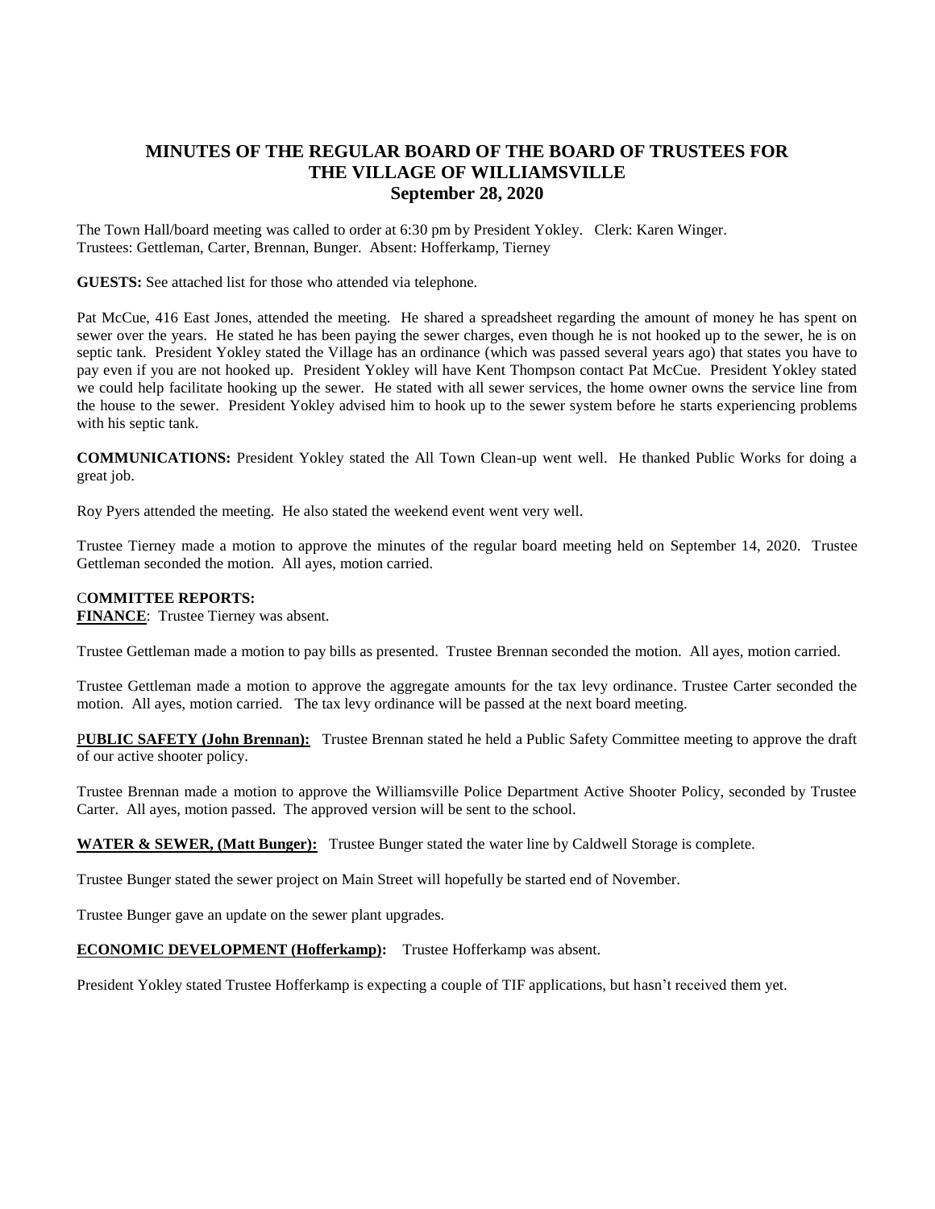# MINUTES OF THE REGULAR BOARD OF THE BOARD OF TRUSTEES FOR THE VILLAGE OF WILLIAMSVILLE
## September 28, 2020

The Town Hall/board meeting was called to order at 6:30 pm by President Yokley. Clerk: Karen Winger. Trustees: Gettleman, Carter, Brennan, Bunger. Absent: Hofferkamp, Tierney

**GUESTS:** See attached list for those who attended via telephone.

Pat McCue, 416 East Jones, attended the meeting. He shared a spreadsheet regarding the amount of money he has spent on sewer over the years. He stated he has been paying the sewer charges, even though he is not hooked up to the sewer, he is on septic tank. President Yokley stated the Village has an ordinance (which was passed several years ago) that states you have to pay even if you are not hooked up. President Yokley will have Kent Thompson contact Pat McCue. President Yokley stated we could help facilitate hooking up the sewer. He stated with all sewer services, the home owner owns the service line from the house to the sewer. President Yokley advised him to hook up to the sewer system before he starts experiencing problems with his septic tank.

**COMMUNICATIONS:** President Yokley stated the All Town Clean-up went well. He thanked Public Works for doing a great job.

Roy Pyers attended the meeting. He also stated the weekend event went very well.

Trustee Tierney made a motion to approve the minutes of the regular board meeting held on September 14, 2020. Trustee Gettleman seconded the motion. All ayes, motion carried.

**COMMITTEE REPORTS:**

**FINANCE**: Trustee Tierney was absent.

Trustee Gettleman made a motion to pay bills as presented. Trustee Brennan seconded the motion. All ayes, motion carried.

Trustee Gettleman made a motion to approve the aggregate amounts for the tax levy ordinance. Trustee Carter seconded the motion. All ayes, motion carried. The tax levy ordinance will be passed at the next board meeting.

**PUBLIC SAFETY (John Brennan):** Trustee Brennan stated he held a Public Safety Committee meeting to approve the draft of our active shooter policy.

Trustee Brennan made a motion to approve the Williamsville Police Department Active Shooter Policy, seconded by Trustee Carter. All ayes, motion passed. The approved version will be sent to the school.

**WATER & SEWER, (Matt Bunger):** Trustee Bunger stated the water line by Caldwell Storage is complete.

Trustee Bunger stated the sewer project on Main Street will hopefully be started end of November.

Trustee Bunger gave an update on the sewer plant upgrades.

**ECONOMIC DEVELOPMENT (Hofferkamp):** Trustee Hofferkamp was absent.

President Yokley stated Trustee Hofferkamp is expecting a couple of TIF applications, but hasn't received them yet.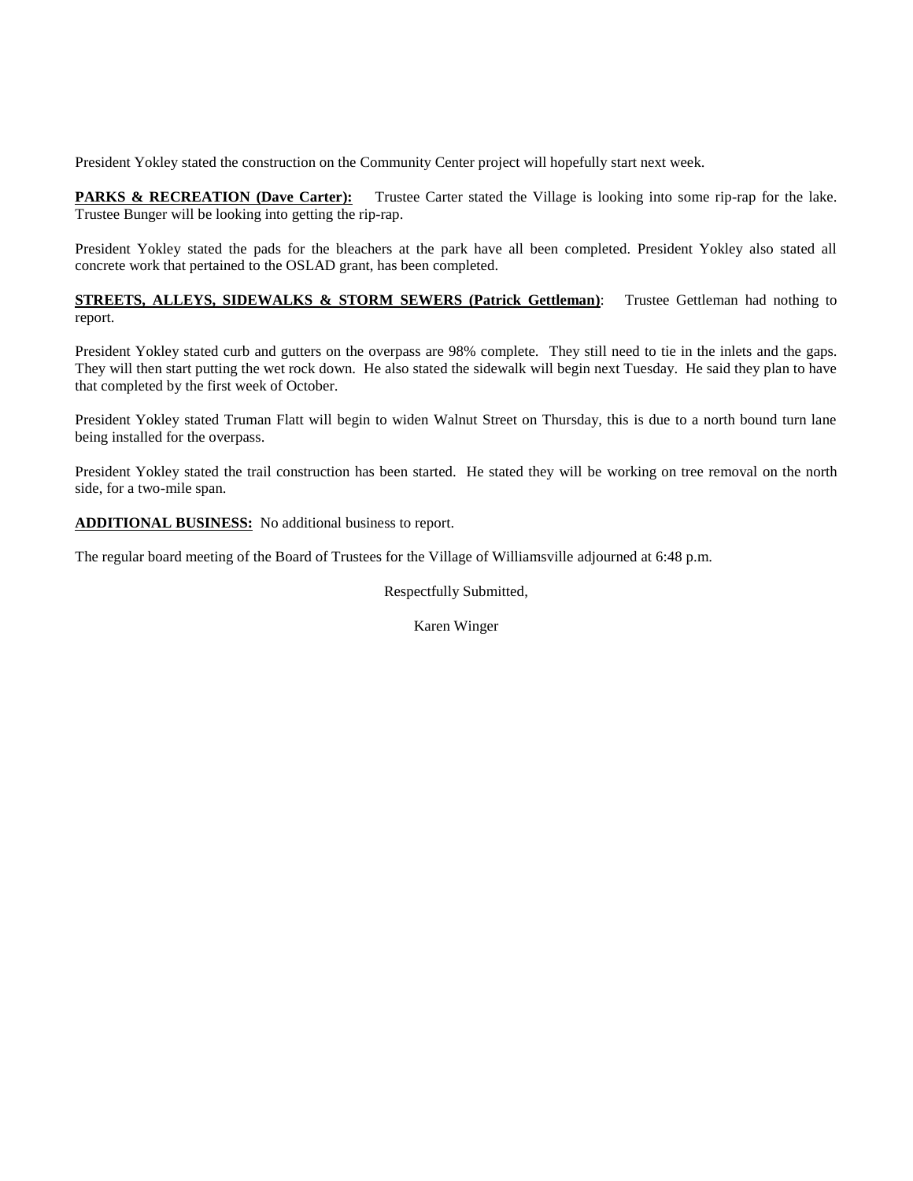President Yokley stated the construction on the Community Center project will hopefully start next week.

**PARKS & RECREATION (Dave Carter):** Trustee Carter stated the Village is looking into some rip-rap for the lake. Trustee Bunger will be looking into getting the rip-rap.

President Yokley stated the pads for the bleachers at the park have all been completed. President Yokley also stated all concrete work that pertained to the OSLAD grant, has been completed.

**STREETS, ALLEYS, SIDEWALKS & STORM SEWERS (Patrick Gettleman)**: Trustee Gettleman had nothing to report.

President Yokley stated curb and gutters on the overpass are 98% complete. They still need to tie in the inlets and the gaps. They will then start putting the wet rock down. He also stated the sidewalk will begin next Tuesday. He said they plan to have that completed by the first week of October.

President Yokley stated Truman Flatt will begin to widen Walnut Street on Thursday, this is due to a north bound turn lane being installed for the overpass.

President Yokley stated the trail construction has been started. He stated they will be working on tree removal on the north side, for a two-mile span.

**ADDITIONAL BUSINESS:** No additional business to report.

The regular board meeting of the Board of Trustees for the Village of Williamsville adjourned at 6:48 p.m.

Respectfully Submitted,

Karen Winger